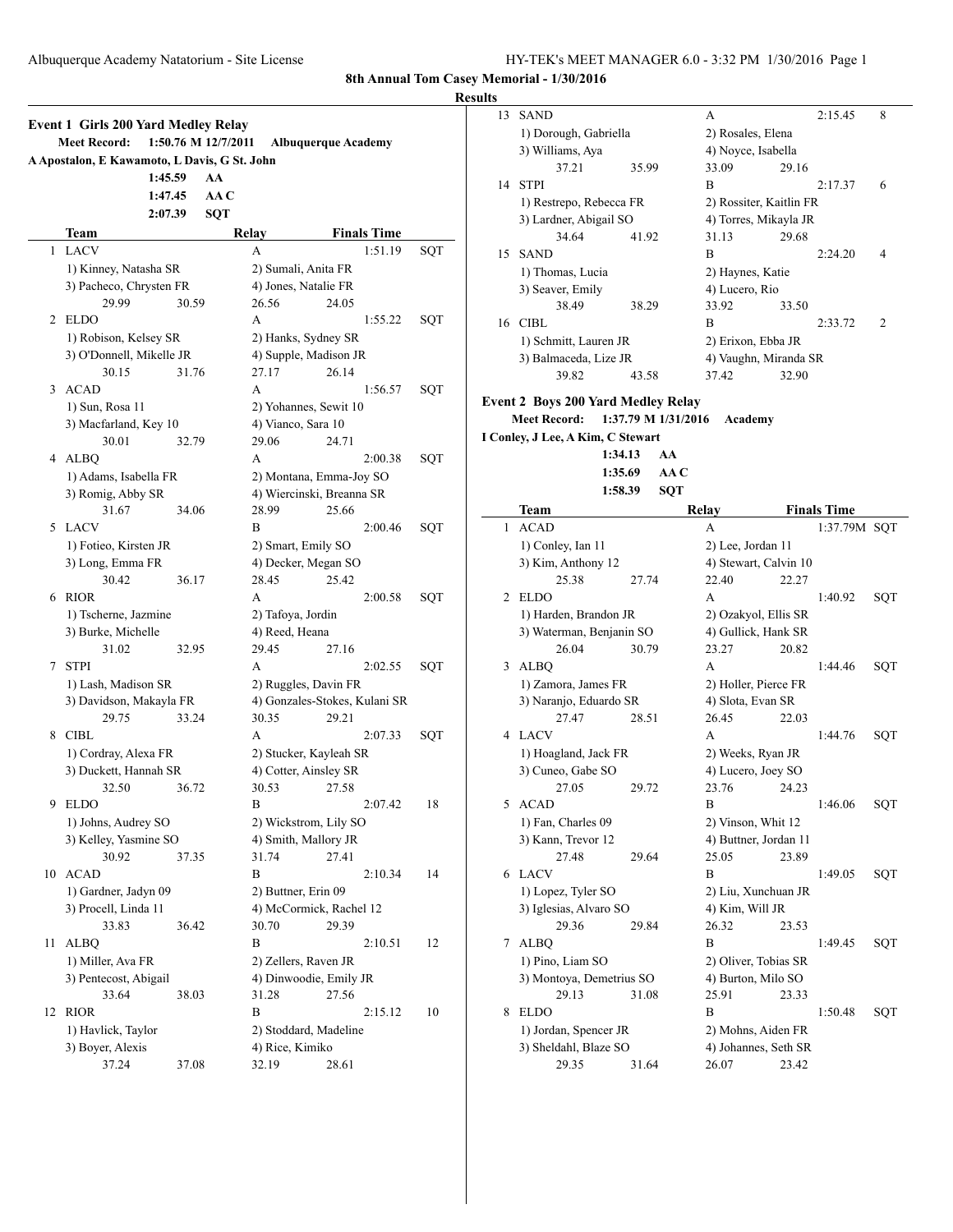## 8th Annual Tom Casey Memorial - 1/30/2016

### Results

### Event 1 Girls 200 Yard Medley Relay

**Meet Record:** 1:50.76 M 12/7/2011 **Albuquerque Academy**
A Apostalon, E Kawamoto, L Davis, G St. John

1:45.59 AA
1:47.45 AA C
2:07.39 SQT

| | Team | Relay | Finals Time | |
|---|---|---|---|---|
| 1 | LACV | A | 1:51.19 | SQT |
| | 1) Kinney, Natasha SR | 2) Sumali, Anita FR | | |
| | 3) Pacheco, Chrysten FR | 4) Jones, Natalie FR | | |
| | 29.99 30.59 | 26.56 24.05 | | |
| 2 | ELDO | A | 1:55.22 | SQT |
| | 1) Robison, Kelsey SR | 2) Hanks, Sydney SR | | |
| | 3) O'Donnell, Mikelle JR | 4) Supple, Madison JR | | |
| | 30.15 31.76 | 27.17 26.14 | | |
| 3 | ACAD | A | 1:56.57 | SQT |
| | 1) Sun, Rosa 11 | 2) Yohannes, Sewit 10 | | |
| | 3) Macfarland, Key 10 | 4) Vianco, Sara 10 | | |
| | 30.01 32.79 | 29.06 24.71 | | |
| 4 | ALBQ | A | 2:00.38 | SQT |
| | 1) Adams, Isabella FR | 2) Montana, Emma-Joy SO | | |
| | 3) Romig, Abby SR | 4) Wiercinski, Breanna SR | | |
| | 31.67 34.06 | 28.99 25.66 | | |
| 5 | LACV | B | 2:00.46 | SQT |
| | 1) Fotieo, Kirsten JR | 2) Smart, Emily SO | | |
| | 3) Long, Emma FR | 4) Decker, Megan SO | | |
| | 30.42 36.17 | 28.45 25.42 | | |
| 6 | RIOR | A | 2:00.58 | SQT |
| | 1) Tscherne, Jazmine | 2) Tafoya, Jordin | | |
| | 3) Burke, Michelle | 4) Reed, Heana | | |
| | 31.02 32.95 | 29.45 27.16 | | |
| 7 | STPI | A | 2:02.55 | SQT |
| | 1) Lash, Madison SR | 2) Ruggles, Davin FR | | |
| | 3) Davidson, Makayla FR | 4) Gonzales-Stokes, Kulani SR | | |
| | 29.75 33.24 | 30.35 29.21 | | |
| 8 | CIBL | A | 2:07.33 | SQT |
| | 1) Cordray, Alexa FR | 2) Stucker, Kayleah SR | | |
| | 3) Duckett, Hannah SR | 4) Cotter, Ainsley SR | | |
| | 32.50 36.72 | 30.53 27.58 | | |
| 9 | ELDO | B | 2:07.42 | 18 |
| | 1) Johns, Audrey SO | 2) Wickstrom, Lily SO | | |
| | 3) Kelley, Yasmine SO | 4) Smith, Mallory JR | | |
| | 30.92 37.35 | 31.74 27.41 | | |
| 10 | ACAD | B | 2:10.34 | 14 |
| | 1) Gardner, Jadyn 09 | 2) Buttner, Erin 09 | | |
| | 3) Procell, Linda 11 | 4) McCormick, Rachel 12 | | |
| | 33.83 36.42 | 30.70 29.39 | | |
| 11 | ALBQ | B | 2:10.51 | 12 |
| | 1) Miller, Ava FR | 2) Zellers, Raven JR | | |
| | 3) Pentecost, Abigail | 4) Dinwoodie, Emily JR | | |
| | 33.64 38.03 | 31.28 27.56 | | |
| 12 | RIOR | B | 2:15.12 | 10 |
| | 1) Havlick, Taylor | 2) Stoddard, Madeline | | |
| | 3) Boyer, Alexis | 4) Rice, Kimiko | | |
| | 37.24 37.08 | 32.19 28.61 | | |
| 13 | SAND | A | 2:15.45 | 8 |
| | 1) Dorough, Gabriella | 2) Rosales, Elena | | |
| | 3) Williams, Aya | 4) Noyce, Isabella | | |
| | 37.21 35.99 | 33.09 29.16 | | |
| 14 | STPI | B | 2:17.37 | 6 |
| | 1) Restrepo, Rebecca FR | 2) Rossiter, Kaitlin FR | | |
| | 3) Lardner, Abigail SO | 4) Torres, Mikayla JR | | |
| | 34.64 41.92 | 31.13 29.68 | | |
| 15 | SAND | B | 2:24.20 | 4 |
| | 1) Thomas, Lucia | 2) Haynes, Katie | | |
| | 3) Seaver, Emily | 4) Lucero, Rio | | |
| | 38.49 38.29 | 33.92 33.50 | | |
| 16 | CIBL | B | 2:33.72 | 2 |
| | 1) Schmitt, Lauren JR | 2) Erixon, Ebba JR | | |
| | 3) Balmaceda, Lize JR | 4) Vaughn, Miranda SR | | |
| | 39.82 43.58 | 37.42 32.90 | | |

### Event 2 Boys 200 Yard Medley Relay

**Meet Record:** 1:37.79 M 1/31/2016 **Academy**
I Conley, J Lee, A Kim, C Stewart

1:34.13 AA
1:35.69 AA C
1:58.39 SQT

| | Team | Relay | Finals Time | |
|---|---|---|---|---|
| 1 | ACAD | A | 1:37.79M | SQT |
| | 1) Conley, Ian 11 | 2) Lee, Jordan 11 | | |
| | 3) Kim, Anthony 12 | 4) Stewart, Calvin 10 | | |
| | 25.38 27.74 | 22.40 22.27 | | |
| 2 | ELDO | A | 1:40.92 | SQT |
| | 1) Harden, Brandon JR | 2) Ozakyol, Ellis SR | | |
| | 3) Waterman, Benjanin SO | 4) Gullick, Hank SR | | |
| | 26.04 30.79 | 23.27 20.82 | | |
| 3 | ALBQ | A | 1:44.46 | SQT |
| | 1) Zamora, James FR | 2) Holler, Pierce FR | | |
| | 3) Naranjo, Eduardo SR | 4) Slota, Evan SR | | |
| | 27.47 28.51 | 26.45 22.03 | | |
| 4 | LACV | A | 1:44.76 | SQT |
| | 1) Hoagland, Jack FR | 2) Weeks, Ryan JR | | |
| | 3) Cuneo, Gabe SO | 4) Lucero, Joey SO | | |
| | 27.05 29.72 | 23.76 24.23 | | |
| 5 | ACAD | B | 1:46.06 | SQT |
| | 1) Fan, Charles 09 | 2) Vinson, Whit 12 | | |
| | 3) Kann, Trevor 12 | 4) Buttner, Jordan 11 | | |
| | 27.48 29.64 | 25.05 23.89 | | |
| 6 | LACV | B | 1:49.05 | SQT |
| | 1) Lopez, Tyler SO | 2) Liu, Xunchuan JR | | |
| | 3) Iglesias, Alvaro SO | 4) Kim, Will JR | | |
| | 29.36 29.84 | 26.32 23.53 | | |
| 7 | ALBQ | B | 1:49.45 | SQT |
| | 1) Pino, Liam SO | 2) Oliver, Tobias SR | | |
| | 3) Montoya, Demetrius SO | 4) Burton, Milo SO | | |
| | 29.13 31.08 | 25.91 23.33 | | |
| 8 | ELDO | B | 1:50.48 | SQT |
| | 1) Jordan, Spencer JR | 2) Mohns, Aiden FR | | |
| | 3) Sheldahl, Blaze SO | 4) Johannes, Seth SR | | |
| | 29.35 31.64 | 26.07 23.42 | | |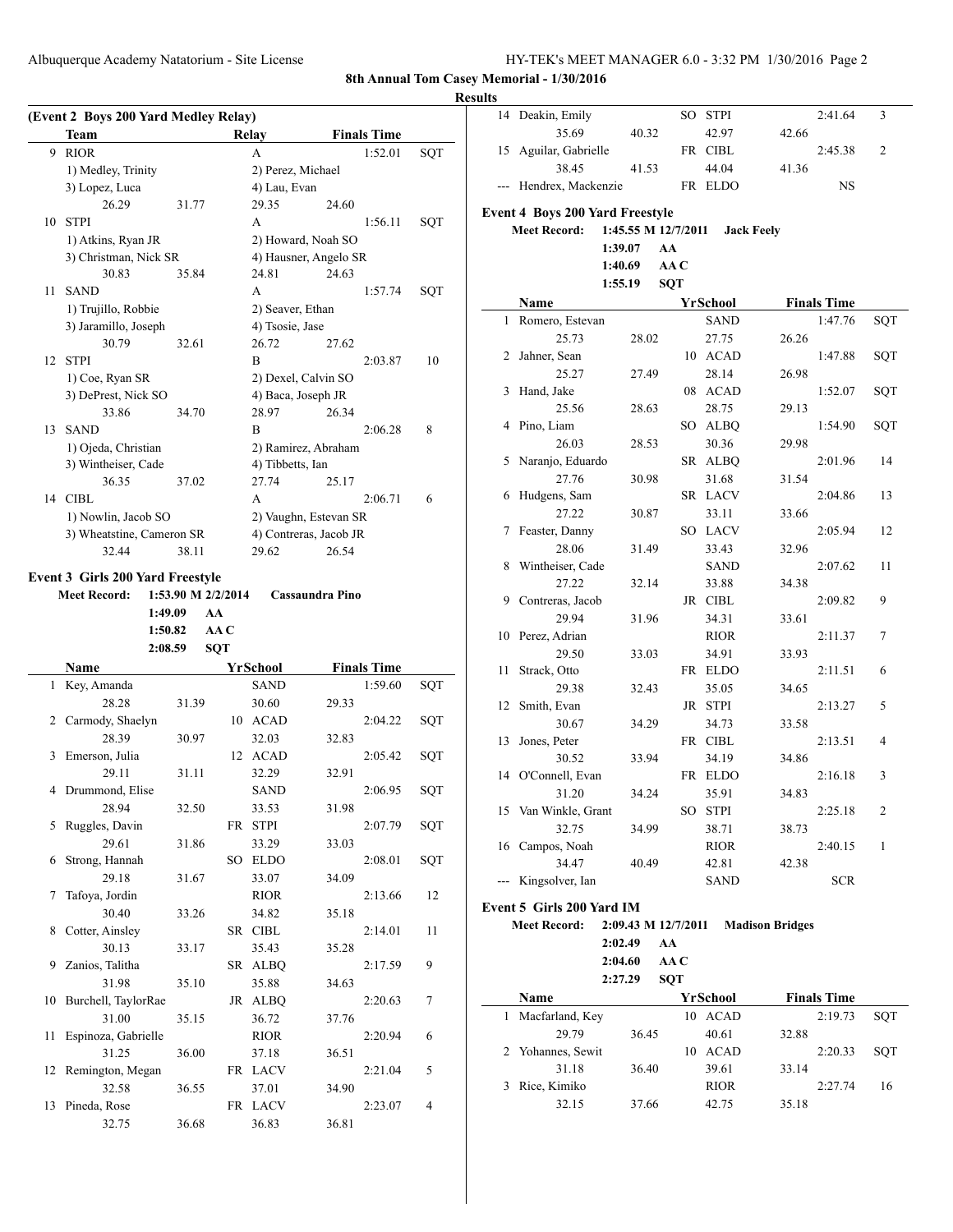**8th Annual Tom Casey Memorial - 1/30/2016**

**Results**

**(Event 2 Boys 200 Yard Medley Relay)**

| | Team | Relay | Finals Time | |
|---|---|---|---|---|
| 9 | RIOR | A | 1:52.01 | SQT |
| | 1) Medley, Trinity | 2) Perez, Michael | | |
| | 3) Lopez, Luca | 4) Lau, Evan | | |
| | 26.29 31.77 | 29.35 24.60 | | |
| 10 | STPI | A | 1:56.11 | SQT |
| | 1) Atkins, Ryan JR | 2) Howard, Noah SO | | |
| | 3) Christman, Nick SR | 4) Hausner, Angelo SR | | |
| | 30.83 35.84 | 24.81 24.63 | | |
| 11 | SAND | A | 1:57.74 | SQT |
| | 1) Trujillo, Robbie | 2) Seaver, Ethan | | |
| | 3) Jaramillo, Joseph | 4) Tsosie, Jase | | |
| | 30.79 32.61 | 26.72 27.62 | | |
| 12 | STPI | B | 2:03.87 | 10 |
| | 1) Coe, Ryan SR | 2) Dexel, Calvin SO | | |
| | 3) DePrest, Nick SO | 4) Baca, Joseph JR | | |
| | 33.86 34.70 | 28.97 26.34 | | |
| 13 | SAND | B | 2:06.28 | 8 |
| | 1) Ojeda, Christian | 2) Ramirez, Abraham | | |
| | 3) Wintheiser, Cade | 4) Tibbetts, Ian | | |
| | 36.35 37.02 | 27.74 25.17 | | |
| 14 | CIBL | A | 2:06.71 | 6 |
| | 1) Nowlin, Jacob SO | 2) Vaughn, Estevan SR | | |
| | 3) Wheatstine, Cameron SR | 4) Contreras, Jacob JR | | |
| | 32.44 38.11 | 29.62 26.54 | | |

**Event 3 Girls 200 Yard Freestyle**

Meet Record: 1:53.90 M 2/2/2014 Cassaundra Pino
1:49.09 AA
1:50.82 AA C
2:08.59 SQT

| | Name | Yr | School | Finals Time | |
|---|---|---|---|---|---|
| 1 | Key, Amanda | | SAND | 1:59.60 | SQT |
| | 28.28 31.39 30.60 29.33 | | | | |
| 2 | Carmody, Shaelyn | 10 | ACAD | 2:04.22 | SQT |
| | 28.39 30.97 32.03 32.83 | | | | |
| 3 | Emerson, Julia | 12 | ACAD | 2:05.42 | SQT |
| | 29.11 31.11 32.29 32.91 | | | | |
| 4 | Drummond, Elise | | SAND | 2:06.95 | SQT |
| | 28.94 32.50 33.53 31.98 | | | | |
| 5 | Ruggles, Davin | FR | STPI | 2:07.79 | SQT |
| | 29.61 31.86 33.29 33.03 | | | | |
| 6 | Strong, Hannah | SO | ELDO | 2:08.01 | SQT |
| | 29.18 31.67 33.07 34.09 | | | | |
| 7 | Tafoya, Jordin | | RIOR | 2:13.66 | 12 |
| | 30.40 33.26 34.82 35.18 | | | | |
| 8 | Cotter, Ainsley | SR | CIBL | 2:14.01 | 11 |
| | 30.13 33.17 35.43 35.28 | | | | |
| 9 | Zanios, Talitha | SR | ALBQ | 2:17.59 | 9 |
| | 31.98 35.10 35.88 34.63 | | | | |
| 10 | Burchell, TaylorRae | JR | ALBQ | 2:20.63 | 7 |
| | 31.00 35.15 36.72 37.76 | | | | |
| 11 | Espinoza, Gabrielle | | RIOR | 2:20.94 | 6 |
| | 31.25 36.00 37.18 36.51 | | | | |
| 12 | Remington, Megan | FR | LACV | 2:21.04 | 5 |
| | 32.58 36.55 37.01 34.90 | | | | |
| 13 | Pineda, Rose | FR | LACV | 2:23.07 | 4 |
| | 32.75 36.68 36.83 36.81 | | | | |
| 14 | Deakin, Emily | SO | STPI | 2:41.64 | 3 |
| | 35.69 40.32 42.97 42.66 | | | | |
| 15 | Aguilar, Gabrielle | FR | CIBL | 2:45.38 | 2 |
| | 38.45 41.53 44.04 41.36 | | | | |
| --- | Hendrex, Mackenzie | FR | ELDO | NS | |

**Event 4 Boys 200 Yard Freestyle**

Meet Record: 1:45.55 M 12/7/2011 Jack Feely
1:39.07 AA
1:40.69 AA C
1:55.19 SQT

| | Name | Yr | School | Finals Time | |
|---|---|---|---|---|---|
| 1 | Romero, Estevan | | SAND | 1:47.76 | SQT |
| | 25.73 28.02 27.75 26.26 | | | | |
| 2 | Jahner, Sean | 10 | ACAD | 1:47.88 | SQT |
| | 25.27 27.49 28.14 26.98 | | | | |
| 3 | Hand, Jake | 08 | ACAD | 1:52.07 | SQT |
| | 25.56 28.63 28.75 29.13 | | | | |
| 4 | Pino, Liam | SO | ALBQ | 1:54.90 | SQT |
| | 26.03 28.53 30.36 29.98 | | | | |
| 5 | Naranjo, Eduardo | SR | ALBQ | 2:01.96 | 14 |
| | 27.76 30.98 31.68 31.54 | | | | |
| 6 | Hudgens, Sam | SR | LACV | 2:04.86 | 13 |
| | 27.22 30.87 33.11 33.66 | | | | |
| 7 | Feaster, Danny | SO | LACV | 2:05.94 | 12 |
| | 28.06 31.49 33.43 32.96 | | | | |
| 8 | Wintheiser, Cade | | SAND | 2:07.62 | 11 |
| | 27.22 32.14 33.88 34.38 | | | | |
| 9 | Contreras, Jacob | JR | CIBL | 2:09.82 | 9 |
| | 29.94 31.96 34.31 33.61 | | | | |
| 10 | Perez, Adrian | | RIOR | 2:11.37 | 7 |
| | 29.50 33.03 34.91 33.93 | | | | |
| 11 | Strack, Otto | FR | ELDO | 2:11.51 | 6 |
| | 29.38 32.43 35.05 34.65 | | | | |
| 12 | Smith, Evan | JR | STPI | 2:13.27 | 5 |
| | 30.67 34.29 34.73 33.58 | | | | |
| 13 | Jones, Peter | FR | CIBL | 2:13.51 | 4 |
| | 30.52 33.94 34.19 34.86 | | | | |
| 14 | O'Connell, Evan | FR | ELDO | 2:16.18 | 3 |
| | 31.20 34.24 35.91 34.83 | | | | |
| 15 | Van Winkle, Grant | SO | STPI | 2:25.18 | 2 |
| | 32.75 34.99 38.71 38.73 | | | | |
| 16 | Campos, Noah | | RIOR | 2:40.15 | 1 |
| | 34.47 40.49 42.81 42.38 | | | | |
| --- | Kingsolver, Ian | | SAND | SCR | |

**Event 5 Girls 200 Yard IM**

Meet Record: 2:09.43 M 12/7/2011 Madison Bridges
2:02.49 AA
2:04.60 AA C
2:27.29 SQT

| | Name | Yr | School | Finals Time | |
|---|---|---|---|---|---|
| 1 | Macfarland, Key | 10 | ACAD | 2:19.73 | SQT |
| | 29.79 36.45 40.61 32.88 | | | | |
| 2 | Yohannes, Sewit | 10 | ACAD | 2:20.33 | SQT |
| | 31.18 36.40 39.61 33.14 | | | | |
| 3 | Rice, Kimiko | | RIOR | 2:27.74 | 16 |
| | 32.15 37.66 42.75 35.18 | | | | |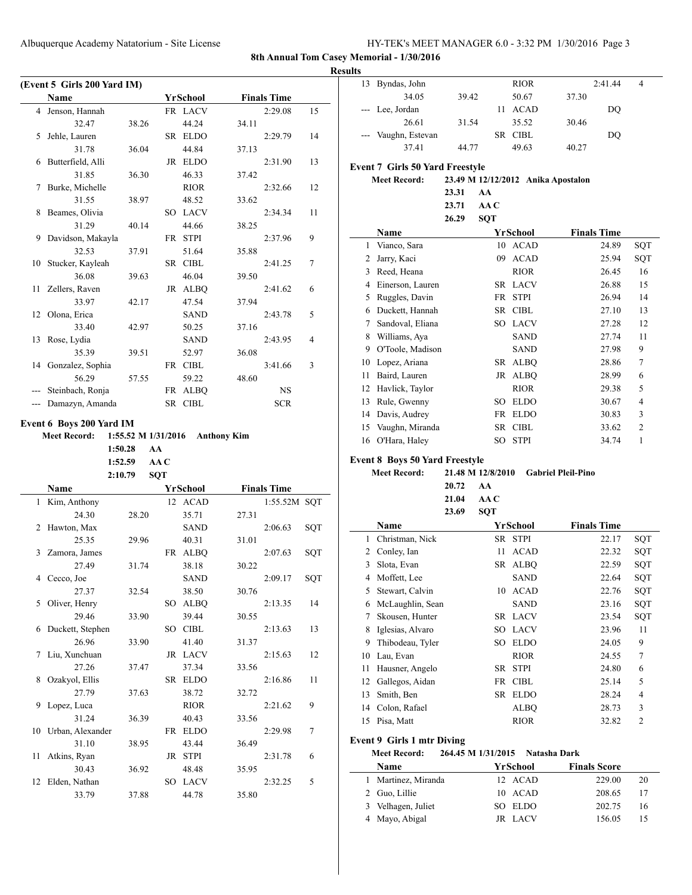**8th Annual Tom Casey Memorial - 1/30/2016**

**Results**

**(Event 5 Girls 200 Yard IM)**

| | Name | Yr | School | Finals Time | |
|---|---|---|---|---|---|
| 4 | Jenson, Hannah | FR | LACV | 2:29.08 | 15 |
| | 32.47 38.26 44.24 34.11 | | | | |
| 5 | Jehle, Lauren | SR | ELDO | 2:29.79 | 14 |
| | 31.78 36.04 44.84 37.13 | | | | |
| 6 | Butterfield, Alli | JR | ELDO | 2:31.90 | 13 |
| | 31.85 36.30 46.33 37.42 | | | | |
| 7 | Burke, Michelle | | RIOR | 2:32.66 | 12 |
| | 31.55 38.97 48.52 33.62 | | | | |
| 8 | Beames, Olivia | SO | LACV | 2:34.34 | 11 |
| | 31.29 40.14 44.66 38.25 | | | | |
| 9 | Davidson, Makayla | FR | STPI | 2:37.96 | 9 |
| | 32.53 37.91 51.64 35.88 | | | | |
| 10 | Stucker, Kayleah | SR | CIBL | 2:41.25 | 7 |
| | 36.08 39.63 46.04 39.50 | | | | |
| 11 | Zellers, Raven | JR | ALBQ | 2:41.62 | 6 |
| | 33.97 42.17 47.54 37.94 | | | | |
| 12 | Olona, Erica | | SAND | 2:43.78 | 5 |
| | 33.40 42.97 50.25 37.16 | | | | |
| 13 | Rose, Lydia | | SAND | 2:43.95 | 4 |
| | 35.39 39.51 52.97 36.08 | | | | |
| 14 | Gonzalez, Sophia | FR | CIBL | 3:41.66 | 3 |
| | 56.29 57.55 59.22 48.60 | | | | |
| --- | Steinbach, Ronja | FR | ALBQ | NS | |
| --- | Damazyn, Amanda | SR | CIBL | SCR | |

**Event 6 Boys 200 Yard IM**

Meet Record: 1:55.52 M 1/31/2016 Anthony Kim
1:50.28 AA
1:52.59 AA C
2:10.79 SQT

| | Name | Yr | School | Finals Time | |
|---|---|---|---|---|---|
| 1 | Kim, Anthony | 12 | ACAD | 1:55.52M | SQT |
| | 24.30 28.20 35.71 27.31 | | | | |
| 2 | Hawton, Max | | SAND | 2:06.63 | SQT |
| | 25.35 29.96 40.31 31.01 | | | | |
| 3 | Zamora, James | FR | ALBQ | 2:07.63 | SQT |
| | 27.49 31.74 38.18 30.22 | | | | |
| 4 | Cecco, Joe | | SAND | 2:09.17 | SQT |
| | 27.37 32.54 38.50 30.76 | | | | |
| 5 | Oliver, Henry | SO | ALBQ | 2:13.35 | 14 |
| | 29.46 33.90 39.44 30.55 | | | | |
| 6 | Duckett, Stephen | SO | CIBL | 2:13.63 | 13 |
| | 26.96 33.90 41.40 31.37 | | | | |
| 7 | Liu, Xunchuan | JR | LACV | 2:15.63 | 12 |
| | 27.26 37.47 37.34 33.56 | | | | |
| 8 | Ozakyol, Ellis | SR | ELDO | 2:16.86 | 11 |
| | 27.79 37.63 38.72 32.72 | | | | |
| 9 | Lopez, Luca | | RIOR | 2:21.62 | 9 |
| | 31.24 36.39 40.43 33.56 | | | | |
| 10 | Urban, Alexander | FR | ELDO | 2:29.98 | 7 |
| | 31.10 38.95 43.44 36.49 | | | | |
| 11 | Atkins, Ryan | JR | STPI | 2:31.78 | 6 |
| | 30.43 36.92 48.48 35.95 | | | | |
| 12 | Elden, Nathan | SO | LACV | 2:32.25 | 5 |
| | 33.79 37.88 44.78 35.80 | | | | |
| 13 | Byndas, John | | RIOR | 2:41.44 | 4 |
| | 34.05 39.42 50.67 37.30 | | | | |
| --- | Lee, Jordan | 11 | ACAD | DQ | |
| | 26.61 31.54 35.52 30.46 | | | | |
| --- | Vaughn, Estevan | SR | CIBL | DQ | |
| | 37.41 44.77 49.63 40.27 | | | | |

**Event 7 Girls 50 Yard Freestyle**

Meet Record: 23.49 M 12/12/2012 Anika Apostalon
23.31 AA
23.71 AA C
26.29 SQT

| | Name | Yr | School | Finals Time | |
|---|---|---|---|---|---|
| 1 | Vianco, Sara | 10 | ACAD | 24.89 | SQT |
| 2 | Jarry, Kaci | 09 | ACAD | 25.94 | SQT |
| 3 | Reed, Heana | | RIOR | 26.45 | 16 |
| 4 | Einerson, Lauren | SR | LACV | 26.88 | 15 |
| 5 | Ruggles, Davin | FR | STPI | 26.94 | 14 |
| 6 | Duckett, Hannah | SR | CIBL | 27.10 | 13 |
| 7 | Sandoval, Eliana | SO | LACV | 27.28 | 12 |
| 8 | Williams, Aya | | SAND | 27.74 | 11 |
| 9 | O'Toole, Madison | | SAND | 27.98 | 9 |
| 10 | Lopez, Ariana | SR | ALBQ | 28.86 | 7 |
| 11 | Baird, Lauren | JR | ALBQ | 28.99 | 6 |
| 12 | Havlick, Taylor | | RIOR | 29.38 | 5 |
| 13 | Rule, Gwenny | SO | ELDO | 30.67 | 4 |
| 14 | Davis, Audrey | FR | ELDO | 30.83 | 3 |
| 15 | Vaughn, Miranda | SR | CIBL | 33.62 | 2 |
| 16 | O'Hara, Haley | SO | STPI | 34.74 | 1 |

**Event 8 Boys 50 Yard Freestyle**

Meet Record: 21.48 M 12/8/2010 Gabriel Pleil-Pino
20.72 AA
21.04 AA C
23.69 SQT

| | Name | Yr | School | Finals Time | |
|---|---|---|---|---|---|
| 1 | Christman, Nick | SR | STPI | 22.17 | SQT |
| 2 | Conley, Ian | 11 | ACAD | 22.32 | SQT |
| 3 | Slota, Evan | SR | ALBQ | 22.59 | SQT |
| 4 | Moffett, Lee | | SAND | 22.64 | SQT |
| 5 | Stewart, Calvin | 10 | ACAD | 22.76 | SQT |
| 6 | McLaughlin, Sean | | SAND | 23.16 | SQT |
| 7 | Skousen, Hunter | SR | LACV | 23.54 | SQT |
| 8 | Iglesias, Alvaro | SO | LACV | 23.96 | 11 |
| 9 | Thibodeau, Tyler | SO | ELDO | 24.05 | 9 |
| 10 | Lau, Evan | | RIOR | 24.55 | 7 |
| 11 | Hausner, Angelo | SR | STPI | 24.80 | 6 |
| 12 | Gallegos, Aidan | FR | CIBL | 25.14 | 5 |
| 13 | Smith, Ben | SR | ELDO | 28.24 | 4 |
| 14 | Colon, Rafael | | ALBQ | 28.73 | 3 |
| 15 | Pisa, Matt | | RIOR | 32.82 | 2 |

**Event 9 Girls 1 mtr Diving**

Meet Record: 264.45 M 1/31/2015 Natasha Dark

| | Name | Yr | School | Finals Score | |
|---|---|---|---|---|---|
| 1 | Martinez, Miranda | 12 | ACAD | 229.00 | 20 |
| 2 | Guo, Lillie | 10 | ACAD | 208.65 | 17 |
| 3 | Velhagen, Juliet | SO | ELDO | 202.75 | 16 |
| 4 | Mayo, Abigal | JR | LACV | 156.05 | 15 |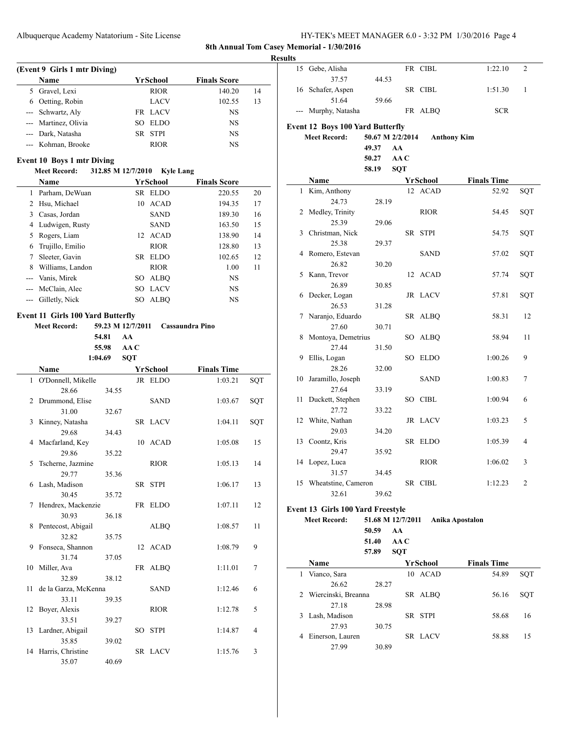**8th Annual Tom Casey Memorial - 1/30/2016**

**Results**

### (Event 9 Girls 1 mtr Diving)

| | Name | Yr | School | Finals Score | |
|---|---|---|---|---|---|
| 5 | Gravel, Lexi | | RIOR | 140.20 | 14 |
| 6 | Oetting, Robin | | LACV | 102.55 | 13 |
| --- | Schwartz, Aly | FR | LACV | NS | |
| --- | Martinez, Olivia | SO | ELDO | NS | |
| --- | Dark, Natasha | SR | STPI | NS | |
| --- | Kohman, Brooke | | RIOR | NS | |

### Event 10 Boys 1 mtr Diving

**Meet Record:** 312.85 M 12/7/2010 Kyle Lang

| | Name | Yr | School | Finals Score | |
|---|---|---|---|---|---|
| 1 | Parham, DeWuan | SR | ELDO | 220.55 | 20 |
| 2 | Hsu, Michael | 10 | ACAD | 194.35 | 17 |
| 3 | Casas, Jordan | | SAND | 189.30 | 16 |
| 4 | Ludwigen, Rusty | | SAND | 163.50 | 15 |
| 5 | Rogers, Liam | 12 | ACAD | 138.90 | 14 |
| 6 | Trujillo, Emilio | | RIOR | 128.80 | 13 |
| 7 | Sleeter, Gavin | SR | ELDO | 102.65 | 12 |
| 8 | Williams, Landon | | RIOR | 1.00 | 11 |
| --- | Vanis, Mirek | SO | ALBQ | NS | |
| --- | McClain, Alec | SO | LACV | NS | |
| --- | Gilletly, Nick | SO | ALBQ | NS | |

### Event 11 Girls 100 Yard Butterfly

**Meet Record:** 59.23 M 12/7/2011 Cassaundra Pino
54.81 AA
55.98 AA C
1:04.69 SQT

| | Name | Yr | School | Finals Time | |
|---|---|---|---|---|---|
| 1 | O'Donnell, Mikelle | JR | ELDO | 1:03.21 | SQT |
| | 28.66 34.55 | | | | |
| 2 | Drummond, Elise | | SAND | 1:03.67 | SQT |
| | 31.00 32.67 | | | | |
| 3 | Kinney, Natasha | SR | LACV | 1:04.11 | SQT |
| | 29.68 34.43 | | | | |
| 4 | Macfarland, Key | 10 | ACAD | 1:05.08 | 15 |
| | 29.86 35.22 | | | | |
| 5 | Tscherne, Jazmine | | RIOR | 1:05.13 | 14 |
| | 29.77 35.36 | | | | |
| 6 | Lash, Madison | SR | STPI | 1:06.17 | 13 |
| | 30.45 35.72 | | | | |
| 7 | Hendrex, Mackenzie | FR | ELDO | 1:07.11 | 12 |
| | 30.93 36.18 | | | | |
| 8 | Pentecost, Abigail | | ALBQ | 1:08.57 | 11 |
| | 32.82 35.75 | | | | |
| 9 | Fonseca, Shannon | 12 | ACAD | 1:08.79 | 9 |
| | 31.74 37.05 | | | | |
| 10 | Miller, Ava | FR | ALBQ | 1:11.01 | 7 |
| | 32.89 38.12 | | | | |
| 11 | de la Garza, McKenna | | SAND | 1:12.46 | 6 |
| | 33.11 39.35 | | | | |
| 12 | Boyer, Alexis | | RIOR | 1:12.78 | 5 |
| | 33.51 39.27 | | | | |
| 13 | Lardner, Abigail | SO | STPI | 1:14.87 | 4 |
| | 35.85 39.02 | | | | |
| 14 | Harris, Christine | SR | LACV | 1:15.76 | 3 |
| | 35.07 40.69 | | | | |
| 15 | Gebe, Alisha | FR | CIBL | 1:22.10 | 2 |
| | 37.57 44.53 | | | | |
| 16 | Schafer, Aspen | SR | CIBL | 1:51.30 | 1 |
| | 51.64 59.66 | | | | |
| --- | Murphy, Natasha | FR | ALBQ | SCR | |

### Event 12 Boys 100 Yard Butterfly

**Meet Record:** 50.67 M 2/2/2014 Anthony Kim
49.37 AA
50.27 AA C
58.19 SQT

| | Name | Yr | School | Finals Time | |
|---|---|---|---|---|---|
| 1 | Kim, Anthony | 12 | ACAD | 52.92 | SQT |
| | 24.73 28.19 | | | | |
| 2 | Medley, Trinity | | RIOR | 54.45 | SQT |
| | 25.39 29.06 | | | | |
| 3 | Christman, Nick | SR | STPI | 54.75 | SQT |
| | 25.38 29.37 | | | | |
| 4 | Romero, Estevan | | SAND | 57.02 | SQT |
| | 26.82 30.20 | | | | |
| 5 | Kann, Trevor | 12 | ACAD | 57.74 | SQT |
| | 26.89 30.85 | | | | |
| 6 | Decker, Logan | JR | LACV | 57.81 | SQT |
| | 26.53 31.28 | | | | |
| 7 | Naranjo, Eduardo | SR | ALBQ | 58.31 | 12 |
| | 27.60 30.71 | | | | |
| 8 | Montoya, Demetrius | SO | ALBQ | 58.94 | 11 |
| | 27.44 31.50 | | | | |
| 9 | Ellis, Logan | SO | ELDO | 1:00.26 | 9 |
| | 28.26 32.00 | | | | |
| 10 | Jaramillo, Joseph | | SAND | 1:00.83 | 7 |
| | 27.64 33.19 | | | | |
| 11 | Duckett, Stephen | SO | CIBL | 1:00.94 | 6 |
| | 27.72 33.22 | | | | |
| 12 | White, Nathan | JR | LACV | 1:03.23 | 5 |
| | 29.03 34.20 | | | | |
| 13 | Coontz, Kris | SR | ELDO | 1:05.39 | 4 |
| | 29.47 35.92 | | | | |
| 14 | Lopez, Luca | | RIOR | 1:06.02 | 3 |
| | 31.57 34.45 | | | | |
| 15 | Wheatstine, Cameron | SR | CIBL | 1:12.23 | 2 |
| | 32.61 39.62 | | | | |

### Event 13 Girls 100 Yard Freestyle

**Meet Record:** 51.68 M 12/7/2011 Anika Apostalon
50.59 AA
51.40 AA C
57.89 SQT

| | Name | Yr | School | Finals Time | |
|---|---|---|---|---|---|
| 1 | Vianco, Sara | 10 | ACAD | 54.89 | SQT |
| | 26.62 28.27 | | | | |
| 2 | Wiercinski, Breanna | SR | ALBQ | 56.16 | SQT |
| | 27.18 28.98 | | | | |
| 3 | Lash, Madison | SR | STPI | 58.68 | 16 |
| | 27.93 30.75 | | | | |
| 4 | Einerson, Lauren | SR | LACV | 58.88 | 15 |
| | 27.99 30.89 | | | | |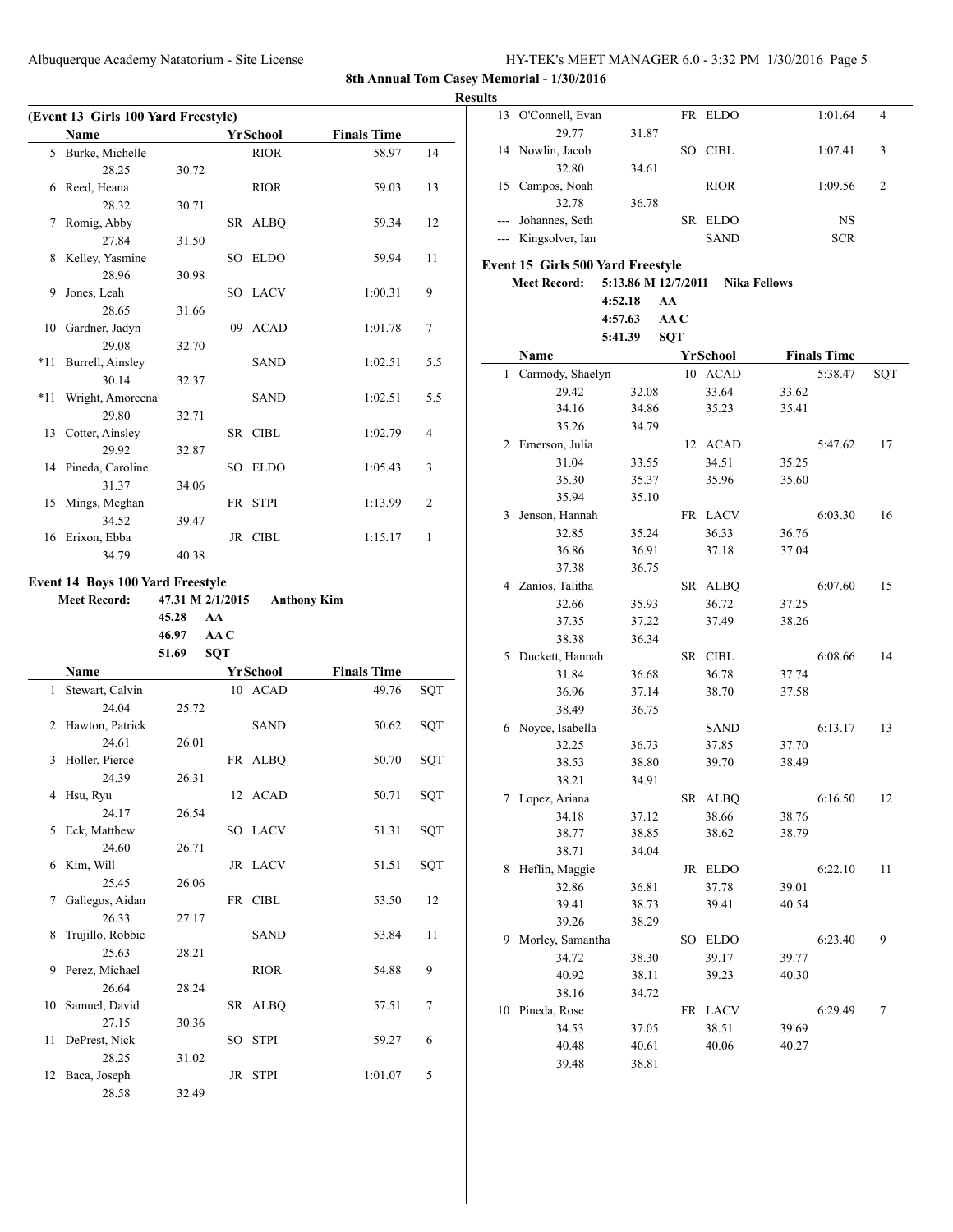**8th Annual Tom Casey Memorial - 1/30/2016**

**Results**

### (Event 13 Girls 100 Yard Freestyle)

| | Name | Yr | School | Finals Time | |
|---|---|---|---|---|---|
| 5 | Burke, Michelle | | RIOR | 58.97 | 14 |
| | 28.25 | 30.72 | | | |
| 6 | Reed, Heana | | RIOR | 59.03 | 13 |
| | 28.32 | 30.71 | | | |
| 7 | Romig, Abby | SR | ALBQ | 59.34 | 12 |
| | 27.84 | 31.50 | | | |
| 8 | Kelley, Yasmine | SO | ELDO | 59.94 | 11 |
| | 28.96 | 30.98 | | | |
| 9 | Jones, Leah | SO | LACV | 1:00.31 | 9 |
| | 28.65 | 31.66 | | | |
| 10 | Gardner, Jadyn | 09 | ACAD | 1:01.78 | 7 |
| | 29.08 | 32.70 | | | |
| *11 | Burrell, Ainsley | | SAND | 1:02.51 | 5.5 |
| | 30.14 | 32.37 | | | |
| *11 | Wright, Amoreena | | SAND | 1:02.51 | 5.5 |
| | 29.80 | 32.71 | | | |
| 13 | Cotter, Ainsley | SR | CIBL | 1:02.79 | 4 |
| | 29.92 | 32.87 | | | |
| 14 | Pineda, Caroline | SO | ELDO | 1:05.43 | 3 |
| | 31.37 | 34.06 | | | |
| 15 | Mings, Meghan | FR | STPI | 1:13.99 | 2 |
| | 34.52 | 39.47 | | | |
| 16 | Erixon, Ebba | JR | CIBL | 1:15.17 | 1 |
| | 34.79 | 40.38 | | | |

### Event 14 Boys 100 Yard Freestyle

**Meet Record:** 47.31 M 2/1/2015 **Anthony Kim**
45.28 AA
46.97 AA C
51.69 SQT

| | Name | Yr | School | Finals Time | |
|---|---|---|---|---|---|
| 1 | Stewart, Calvin | 10 | ACAD | 49.76 | SQT |
| | 24.04 | 25.72 | | | |
| 2 | Hawton, Patrick | | SAND | 50.62 | SQT |
| | 24.61 | 26.01 | | | |
| 3 | Holler, Pierce | FR | ALBQ | 50.70 | SQT |
| | 24.39 | 26.31 | | | |
| 4 | Hsu, Ryu | 12 | ACAD | 50.71 | SQT |
| | 24.17 | 26.54 | | | |
| 5 | Eck, Matthew | SO | LACV | 51.31 | SQT |
| | 24.60 | 26.71 | | | |
| 6 | Kim, Will | JR | LACV | 51.51 | SQT |
| | 25.45 | 26.06 | | | |
| 7 | Gallegos, Aidan | FR | CIBL | 53.50 | 12 |
| | 26.33 | 27.17 | | | |
| 8 | Trujillo, Robbie | | SAND | 53.84 | 11 |
| | 25.63 | 28.21 | | | |
| 9 | Perez, Michael | | RIOR | 54.88 | 9 |
| | 26.64 | 28.24 | | | |
| 10 | Samuel, David | SR | ALBQ | 57.51 | 7 |
| | 27.15 | 30.36 | | | |
| 11 | DePrest, Nick | SO | STPI | 59.27 | 6 |
| | 28.25 | 31.02 | | | |
| 12 | Baca, Joseph | JR | STPI | 1:01.07 | 5 |
| | 28.58 | 32.49 | | | |
| 13 | O'Connell, Evan | FR | ELDO | 1:01.64 | 4 |
| | 29.77 | 31.87 | | | |
| 14 | Nowlin, Jacob | SO | CIBL | 1:07.41 | 3 |
| | 32.80 | 34.61 | | | |
| 15 | Campos, Noah | | RIOR | 1:09.56 | 2 |
| | 32.78 | 36.78 | | | |
| --- | Johannes, Seth | SR | ELDO | NS | |
| --- | Kingsolver, Ian | | SAND | SCR | |

### Event 15 Girls 500 Yard Freestyle

**Meet Record:** 5:13.86 M 12/7/2011 **Nika Fellows**
4:52.18 AA
4:57.63 AA C
5:41.39 SQT

| | Name | | Yr | School | | Finals Time | |
|---|---|---|---|---|---|---|---|
| 1 | Carmody, Shaelyn | | 10 | ACAD | | 5:38.47 | SQT |
| | 29.42 | 32.08 | | 33.64 | 33.62 | | |
| | 34.16 | 34.86 | | 35.23 | 35.41 | | |
| | 35.26 | 34.79 | | | | | |
| 2 | Emerson, Julia | | 12 | ACAD | | 5:47.62 | 17 |
| | 31.04 | 33.55 | | 34.51 | 35.25 | | |
| | 35.30 | 35.37 | | 35.96 | 35.60 | | |
| | 35.94 | 35.10 | | | | | |
| 3 | Jenson, Hannah | | FR | LACV | | 6:03.30 | 16 |
| | 32.85 | 35.24 | | 36.33 | 36.76 | | |
| | 36.86 | 36.91 | | 37.18 | 37.04 | | |
| | 37.38 | 36.75 | | | | | |
| 4 | Zanios, Talitha | | SR | ALBQ | | 6:07.60 | 15 |
| | 32.66 | 35.93 | | 36.72 | 37.25 | | |
| | 37.35 | 37.22 | | 37.49 | 38.26 | | |
| | 38.38 | 36.34 | | | | | |
| 5 | Duckett, Hannah | | SR | CIBL | | 6:08.66 | 14 |
| | 31.84 | 36.68 | | 36.78 | 37.74 | | |
| | 36.96 | 37.14 | | 38.70 | 37.58 | | |
| | 38.49 | 36.75 | | | | | |
| 6 | Noyce, Isabella | | | SAND | | 6:13.17 | 13 |
| | 32.25 | 36.73 | | 37.85 | 37.70 | | |
| | 38.53 | 38.80 | | 39.70 | 38.49 | | |
| | 38.21 | 34.91 | | | | | |
| 7 | Lopez, Ariana | | SR | ALBQ | | 6:16.50 | 12 |
| | 34.18 | 37.12 | | 38.66 | 38.76 | | |
| | 38.77 | 38.85 | | 38.62 | 38.79 | | |
| | 38.71 | 34.04 | | | | | |
| 8 | Heflin, Maggie | | JR | ELDO | | 6:22.10 | 11 |
| | 32.86 | 36.81 | | 37.78 | 39.01 | | |
| | 39.41 | 38.73 | | 39.41 | 40.54 | | |
| | 39.26 | 38.29 | | | | | |
| 9 | Morley, Samantha | | SO | ELDO | | 6:23.40 | 9 |
| | 34.72 | 38.30 | | 39.17 | 39.77 | | |
| | 40.92 | 38.11 | | 39.23 | 40.30 | | |
| | 38.16 | 34.72 | | | | | |
| 10 | Pineda, Rose | | FR | LACV | | 6:29.49 | 7 |
| | 34.53 | 37.05 | | 38.51 | 39.69 | | |
| | 40.48 | 40.61 | | 40.06 | 40.27 | | |
| | 39.48 | 38.81 | | | | | |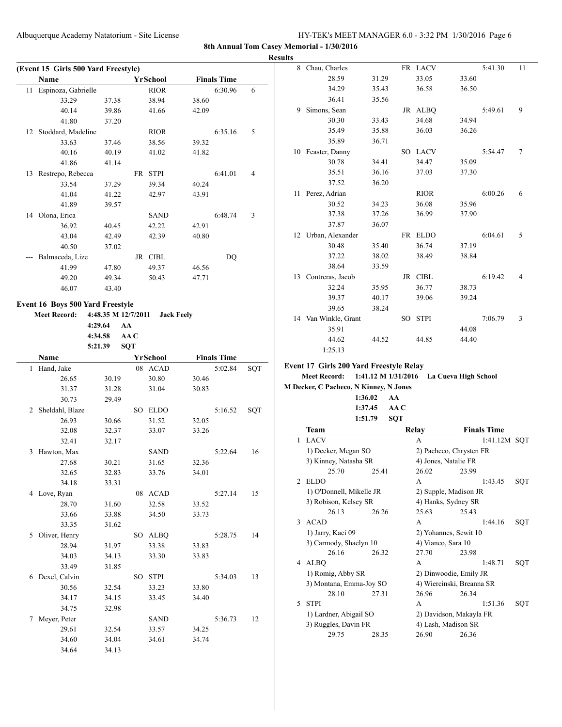**8th Annual Tom Casey Memorial - 1/30/2016**

**Results**

**(Event 15 Girls 500 Yard Freestyle)**

| | Name | | Yr | School | Finals Time | |
|---|---|---|---|---|---|---|
| 11 | Espinoza, Gabrielle | | | RIOR | 6:30.96 | 6 |
| | 33.29 | 37.38 | | 38.94 | 38.60 | |
| | 40.14 | 39.86 | | 41.66 | 42.09 | |
| | 41.80 | 37.20 | | | | |
| 12 | Stoddard, Madeline | | | RIOR | 6:35.16 | 5 |
| | 33.63 | 37.46 | | 38.56 | 39.32 | |
| | 40.16 | 40.19 | | 41.02 | 41.82 | |
| | 41.86 | 41.14 | | | | |
| 13 | Restrepo, Rebecca | | FR | STPI | 6:41.01 | 4 |
| | 33.54 | 37.29 | | 39.34 | 40.24 | |
| | 41.04 | 41.22 | | 42.97 | 43.91 | |
| | 41.89 | 39.57 | | | | |
| 14 | Olona, Erica | | | SAND | 6:48.74 | 3 |
| | 36.92 | 40.45 | | 42.22 | 42.91 | |
| | 43.04 | 42.49 | | 42.39 | 40.80 | |
| | 40.50 | 37.02 | | | | |
| --- | Balmaceda, Lize | | JR | CIBL | DQ | |
| | 41.99 | 47.80 | | 49.37 | 46.56 | |
| | 49.20 | 49.34 | | 50.43 | 47.71 | |
| | 46.07 | 43.40 | | | | |

**Event 16 Boys 500 Yard Freestyle**

Meet Record: 4:48.35 M 12/7/2011 Jack Feely
4:29.64 AA
4:34.58 AA C
5:21.39 SQT

| | Name | | Yr | School | Finals Time | |
|---|---|---|---|---|---|---|
| 1 | Hand, Jake | | 08 | ACAD | 5:02.84 | SQT |
| | 26.65 | 30.19 | | 30.80 | 30.46 | |
| | 31.37 | 31.28 | | 31.04 | 30.83 | |
| | 30.73 | 29.49 | | | | |
| 2 | Sheldahl, Blaze | | SO | ELDO | 5:16.52 | SQT |
| | 26.93 | 30.66 | | 31.52 | 32.05 | |
| | 32.08 | 32.37 | | 33.07 | 33.26 | |
| | 32.41 | 32.17 | | | | |
| 3 | Hawton, Max | | | SAND | 5:22.64 | 16 |
| | 27.68 | 30.21 | | 31.65 | 32.36 | |
| | 32.65 | 32.83 | | 33.76 | 34.01 | |
| | 34.18 | 33.31 | | | | |
| 4 | Love, Ryan | | 08 | ACAD | 5:27.14 | 15 |
| | 28.70 | 31.60 | | 32.58 | 33.52 | |
| | 33.66 | 33.88 | | 34.50 | 33.73 | |
| | 33.35 | 31.62 | | | | |
| 5 | Oliver, Henry | | SO | ALBQ | 5:28.75 | 14 |
| | 28.94 | 31.97 | | 33.38 | 33.83 | |
| | 34.03 | 34.13 | | 33.30 | 33.83 | |
| | 33.49 | 31.85 | | | | |
| 6 | Dexel, Calvin | | SO | STPI | 5:34.03 | 13 |
| | 30.56 | 32.54 | | 33.23 | 33.80 | |
| | 34.17 | 34.15 | | 33.45 | 34.40 | |
| | 34.75 | 32.98 | | | | |
| 7 | Meyer, Peter | | | SAND | 5:36.73 | 12 |
| | 29.61 | 32.54 | | 33.57 | 34.25 | |
| | 34.60 | 34.04 | | 34.61 | 34.74 | |
| | 34.64 | 34.13 | | | | |
| 8 | Chau, Charles | | FR | LACV | 5:41.30 | 11 |
| | 28.59 | 31.29 | | 33.05 | 33.60 | |
| | 34.29 | 35.43 | | 36.58 | 36.50 | |
| | 36.41 | 35.56 | | | | |
| 9 | Simons, Sean | | JR | ALBQ | 5:49.61 | 9 |
| | 30.30 | 33.43 | | 34.68 | 34.94 | |
| | 35.49 | 35.88 | | 36.03 | 36.26 | |
| | 35.89 | 36.71 | | | | |
| 10 | Feaster, Danny | | SO | LACV | 5:54.47 | 7 |
| | 30.78 | 34.41 | | 34.47 | 35.09 | |
| | 35.51 | 36.16 | | 37.03 | 37.30 | |
| | 37.52 | 36.20 | | | | |
| 11 | Perez, Adrian | | | RIOR | 6:00.26 | 6 |
| | 30.52 | 34.23 | | 36.08 | 35.96 | |
| | 37.38 | 37.26 | | 36.99 | 37.90 | |
| | 37.87 | 36.07 | | | | |
| 12 | Urban, Alexander | | FR | ELDO | 6:04.61 | 5 |
| | 30.48 | 35.40 | | 36.74 | 37.19 | |
| | 37.22 | 38.02 | | 38.49 | 38.84 | |
| | 38.64 | 33.59 | | | | |
| 13 | Contreras, Jacob | | JR | CIBL | 6:19.42 | 4 |
| | 32.24 | 35.95 | | 36.77 | 38.73 | |
| | 39.37 | 40.17 | | 39.06 | 39.24 | |
| | 39.65 | 38.24 | | | | |
| 14 | Van Winkle, Grant | | SO | STPI | 7:06.79 | 3 |
| | 35.91 | | | | 44.08 | |
| | 44.62 | 44.52 | | 44.85 | 44.40 | |
| | 1:25.13 | | | | | |

**Event 17 Girls 200 Yard Freestyle Relay**

Meet Record: 1:41.12 M 1/31/2016 La Cueva High School
M Decker, C Pacheco, N Kinney, N Jones
1:36.02 AA
1:37.45 AA C
1:51.79 SQT

| | Team | | Relay | Finals Time | |
|---|---|---|---|---|---|
| 1 | LACV | | A | 1:41.12M | SQT |
| | 1) Decker, Megan SO | | 2) Pacheco, Chrysten FR | | |
| | 3) Kinney, Natasha SR | | 4) Jones, Natalie FR | | |
| | 25.70 | 25.41 | 26.02 | 23.99 | |
| 2 | ELDO | | A | 1:43.45 | SQT |
| | 1) O'Donnell, Mikelle JR | | 2) Supple, Madison JR | | |
| | 3) Robison, Kelsey SR | | 4) Hanks, Sydney SR | | |
| | 26.13 | 26.26 | 25.63 | 25.43 | |
| 3 | ACAD | | A | 1:44.16 | SQT |
| | 1) Jarry, Kaci 09 | | 2) Yohannes, Sewit 10 | | |
| | 3) Carmody, Shaelyn 10 | | 4) Vianco, Sara 10 | | |
| | 26.16 | 26.32 | 27.70 | 23.98 | |
| 4 | ALBQ | | A | 1:48.71 | SQT |
| | 1) Romig, Abby SR | | 2) Dinwoodie, Emily JR | | |
| | 3) Montana, Emma-Joy SO | | 4) Wiercinski, Breanna SR | | |
| | 28.10 | 27.31 | 26.96 | 26.34 | |
| 5 | STPI | | A | 1:51.36 | SQT |
| | 1) Lardner, Abigail SO | | 2) Davidson, Makayla FR | | |
| | 3) Ruggles, Davin FR | | 4) Lash, Madison SR | | |
| | 29.75 | 28.35 | 26.90 | 26.36 | |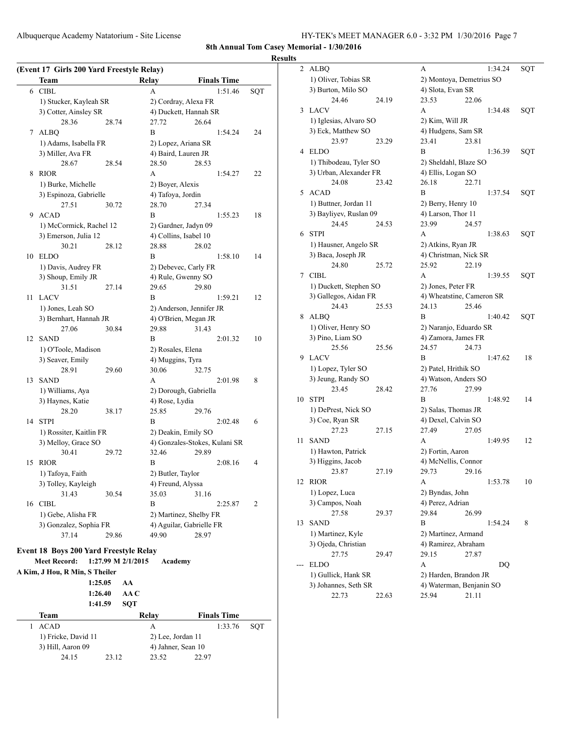**8th Annual Tom Casey Memorial - 1/30/2016**

**Results**

**(Event 17 Girls 200 Yard Freestyle Relay)**

| | Team | | Relay | Finals Time | |
|---|---|---|---|---|---|
| 6 | CIBL | | A | 1:51.46 | SQT |
| | 1) Stucker, Kayleah SR | | 2) Cordray, Alexa FR | | |
| | 3) Cotter, Ainsley SR | | 4) Duckett, Hannah SR | | |
| | 28.36 | 28.74 | 27.72 | 26.64 | |
| 7 | ALBQ | | B | 1:54.24 | 24 |
| | 1) Adams, Isabella FR | | 2) Lopez, Ariana SR | | |
| | 3) Miller, Ava FR | | 4) Baird, Lauren JR | | |
| | 28.67 | 28.54 | 28.50 | 28.53 | |
| 8 | RIOR | | A | 1:54.27 | 22 |
| | 1) Burke, Michelle | | 2) Boyer, Alexis | | |
| | 3) Espinoza, Gabrielle | | 4) Tafoya, Jordin | | |
| | 27.51 | 30.72 | 28.70 | 27.34 | |
| 9 | ACAD | | B | 1:55.23 | 18 |
| | 1) McCormick, Rachel 12 | | 2) Gardner, Jadyn 09 | | |
| | 3) Emerson, Julia 12 | | 4) Collins, Isabel 10 | | |
| | 30.21 | 28.12 | 28.88 | 28.02 | |
| 10 | ELDO | | B | 1:58.10 | 14 |
| | 1) Davis, Audrey FR | | 2) Debevec, Carly FR | | |
| | 3) Shoup, Emily JR | | 4) Rule, Gwenny SO | | |
| | 31.51 | 27.14 | 29.65 | 29.80 | |
| 11 | LACV | | B | 1:59.21 | 12 |
| | 1) Jones, Leah SO | | 2) Anderson, Jennifer JR | | |
| | 3) Bernhart, Hannah JR | | 4) O'Brien, Megan JR | | |
| | 27.06 | 30.84 | 29.88 | 31.43 | |
| 12 | SAND | | B | 2:01.32 | 10 |
| | 1) O'Toole, Madison | | 2) Rosales, Elena | | |
| | 3) Seaver, Emily | | 4) Muggins, Tyra | | |
| | 28.91 | 29.60 | 30.06 | 32.75 | |
| 13 | SAND | | A | 2:01.98 | 8 |
| | 1) Williams, Aya | | 2) Dorough, Gabriella | | |
| | 3) Haynes, Katie | | 4) Rose, Lydia | | |
| | 28.20 | 38.17 | 25.85 | 29.76 | |
| 14 | STPI | | B | 2:02.48 | 6 |
| | 1) Rossiter, Kaitlin FR | | 2) Deakin, Emily SO | | |
| | 3) Melloy, Grace SO | | 4) Gonzales-Stokes, Kulani SR | | |
| | 30.41 | 29.72 | 32.46 | 29.89 | |
| 15 | RIOR | | B | 2:08.16 | 4 |
| | 1) Tafoya, Faith | | 2) Butler, Taylor | | |
| | 3) Tolley, Kayleigh | | 4) Freund, Alyssa | | |
| | 31.43 | 30.54 | 35.03 | 31.16 | |
| 16 | CIBL | | B | 2:25.87 | 2 |
| | 1) Gebe, Alisha FR | | 2) Martinez, Shelby FR | | |
| | 3) Gonzalez, Sophia FR | | 4) Aguilar, Gabrielle FR | | |
| | 37.14 | 29.86 | 49.90 | 28.97 | |

**Event 18 Boys 200 Yard Freestyle Relay**

**Meet Record:** 1:27.99 M 2/1/2015 Academy
A Kim, J Hou, R Min, S Theiler

1:25.05 AA
1:26.40 AA C
1:41.59 SQT

| | Team | | Relay | Finals Time | |
|---|---|---|---|---|---|
| 1 | ACAD | | A | 1:33.76 | SQT |
| | 1) Fricke, David 11 | | 2) Lee, Jordan 11 | | |
| | 3) Hill, Aaron 09 | | 4) Jahner, Sean 10 | | |
| | 24.15 | 23.12 | 23.52 | 22.97 | |
| 2 | ALBQ | | A | 1:34.24 | SQT |
| | 1) Oliver, Tobias SR | | 2) Montoya, Demetrius SO | | |
| | 3) Burton, Milo SO | | 4) Slota, Evan SR | | |
| | 24.46 | 24.19 | 23.53 | 22.06 | |
| 3 | LACV | | A | 1:34.48 | SQT |
| | 1) Iglesias, Alvaro SO | | 2) Kim, Will JR | | |
| | 3) Eck, Matthew SO | | 4) Hudgens, Sam SR | | |
| | 23.97 | 23.29 | 23.41 | 23.81 | |
| 4 | ELDO | | B | 1:36.39 | SQT |
| | 1) Thibodeau, Tyler SO | | 2) Sheldahl, Blaze SO | | |
| | 3) Urban, Alexander FR | | 4) Ellis, Logan SO | | |
| | 24.08 | 23.42 | 26.18 | 22.71 | |
| 5 | ACAD | | B | 1:37.54 | SQT |
| | 1) Buttner, Jordan 11 | | 2) Berry, Henry 10 | | |
| | 3) Bayliyev, Ruslan 09 | | 4) Larson, Thor 11 | | |
| | 24.45 | 24.53 | 23.99 | 24.57 | |
| 6 | STPI | | A | 1:38.63 | SQT |
| | 1) Hausner, Angelo SR | | 2) Atkins, Ryan JR | | |
| | 3) Baca, Joseph JR | | 4) Christman, Nick SR | | |
| | 24.80 | 25.72 | 25.92 | 22.19 | |
| 7 | CIBL | | A | 1:39.55 | SQT |
| | 1) Duckett, Stephen SO | | 2) Jones, Peter FR | | |
| | 3) Gallegos, Aidan FR | | 4) Wheatstine, Cameron SR | | |
| | 24.43 | 25.53 | 24.13 | 25.46 | |
| 8 | ALBQ | | B | 1:40.42 | SQT |
| | 1) Oliver, Henry SO | | 2) Naranjo, Eduardo SR | | |
| | 3) Pino, Liam SO | | 4) Zamora, James FR | | |
| | 25.56 | 25.56 | 24.57 | 24.73 | |
| 9 | LACV | | B | 1:47.62 | 18 |
| | 1) Lopez, Tyler SO | | 2) Patel, Hrithik SO | | |
| | 3) Jeung, Randy SO | | 4) Watson, Anders SO | | |
| | 23.45 | 28.42 | 27.76 | 27.99 | |
| 10 | STPI | | B | 1:48.92 | 14 |
| | 1) DePrest, Nick SO | | 2) Salas, Thomas JR | | |
| | 3) Coe, Ryan SR | | 4) Dexel, Calvin SO | | |
| | 27.23 | 27.15 | 27.49 | 27.05 | |
| 11 | SAND | | A | 1:49.95 | 12 |
| | 1) Hawton, Patrick | | 2) Fortin, Aaron | | |
| | 3) Higgins, Jacob | | 4) McNellis, Connor | | |
| | 23.87 | 27.19 | 29.73 | 29.16 | |
| 12 | RIOR | | A | 1:53.78 | 10 |
| | 1) Lopez, Luca | | 2) Byndas, John | | |
| | 3) Campos, Noah | | 4) Perez, Adrian | | |
| | 27.58 | 29.37 | 29.84 | 26.99 | |
| 13 | SAND | | B | 1:54.24 | 8 |
| | 1) Martinez, Kyle | | 2) Martinez, Armand | | |
| | 3) Ojeda, Christian | | 4) Ramirez, Abraham | | |
| | 27.75 | 29.47 | 29.15 | 27.87 | |
| --- | ELDO | | A | DQ | |
| | 1) Gullick, Hank SR | | 2) Harden, Brandon JR | | |
| | 3) Johannes, Seth SR | | 4) Waterman, Benjanin SO | | |
| | 22.73 | 22.63 | 25.94 | 21.11 | |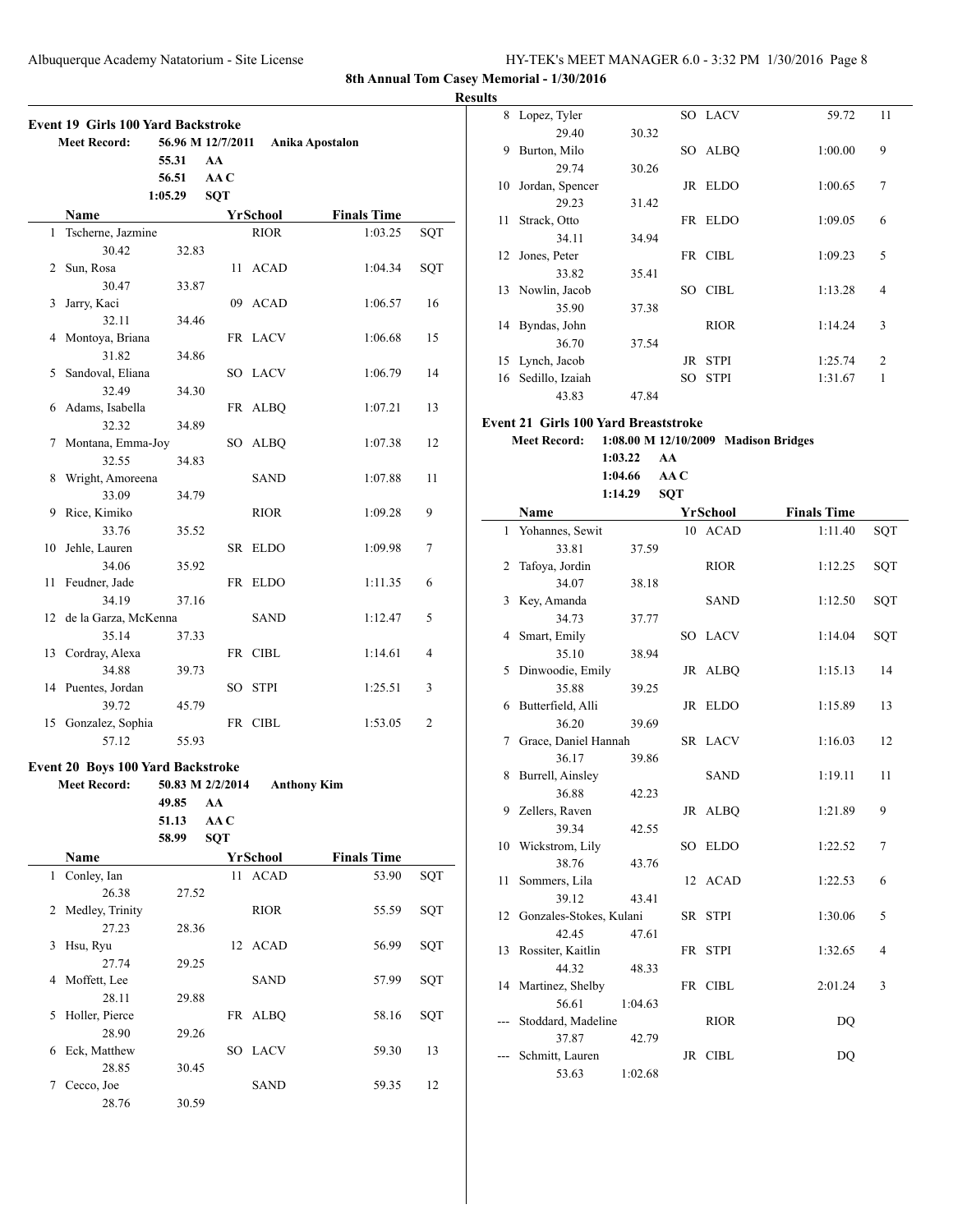**8th Annual Tom Casey Memorial - 1/30/2016**

**Results**

### Event 19 Girls 100 Yard Backstroke

| | | | |
|---|---|---|---|
| Meet Record: | 56.96 M 12/7/2011 | Anika Apostalon | |
| | 55.31 | AA | |
| | 56.51 | AA C | |
| | 1:05.29 | SQT | |

| | Name | | Yr | School | Finals Time | |
|---|---|---|---|---|---|---|
| 1 | Tscherne, Jazmine | | | RIOR | 1:03.25 | SQT |
| | 30.42 | 32.83 | | | | |
| 2 | Sun, Rosa | | 11 | ACAD | 1:04.34 | SQT |
| | 30.47 | 33.87 | | | | |
| 3 | Jarry, Kaci | | 09 | ACAD | 1:06.57 | 16 |
| | 32.11 | 34.46 | | | | |
| 4 | Montoya, Briana | | FR | LACV | 1:06.68 | 15 |
| | 31.82 | 34.86 | | | | |
| 5 | Sandoval, Eliana | | SO | LACV | 1:06.79 | 14 |
| | 32.49 | 34.30 | | | | |
| 6 | Adams, Isabella | | FR | ALBQ | 1:07.21 | 13 |
| | 32.32 | 34.89 | | | | |
| 7 | Montana, Emma-Joy | | SO | ALBQ | 1:07.38 | 12 |
| | 32.55 | 34.83 | | | | |
| 8 | Wright, Amoreena | | | SAND | 1:07.88 | 11 |
| | 33.09 | 34.79 | | | | |
| 9 | Rice, Kimiko | | | RIOR | 1:09.28 | 9 |
| | 33.76 | 35.52 | | | | |
| 10 | Jehle, Lauren | | SR | ELDO | 1:09.98 | 7 |
| | 34.06 | 35.92 | | | | |
| 11 | Feudner, Jade | | FR | ELDO | 1:11.35 | 6 |
| | 34.19 | 37.16 | | | | |
| 12 | de la Garza, McKenna | | | SAND | 1:12.47 | 5 |
| | 35.14 | 37.33 | | | | |
| 13 | Cordray, Alexa | | FR | CIBL | 1:14.61 | 4 |
| | 34.88 | 39.73 | | | | |
| 14 | Puentes, Jordan | | SO | STPI | 1:25.51 | 3 |
| | 39.72 | 45.79 | | | | |
| 15 | Gonzalez, Sophia | | FR | CIBL | 1:53.05 | 2 |
| | 57.12 | 55.93 | | | | |

### Event 20 Boys 100 Yard Backstroke

| | | | |
|---|---|---|---|
| Meet Record: | 50.83 M 2/2/2014 | Anthony Kim | |
| | 49.85 | AA | |
| | 51.13 | AA C | |
| | 58.99 | SQT | |

| | Name | | Yr | School | Finals Time | |
|---|---|---|---|---|---|---|
| 1 | Conley, Ian | | 11 | ACAD | 53.90 | SQT |
| | 26.38 | 27.52 | | | | |
| 2 | Medley, Trinity | | | RIOR | 55.59 | SQT |
| | 27.23 | 28.36 | | | | |
| 3 | Hsu, Ryu | | 12 | ACAD | 56.99 | SQT |
| | 27.74 | 29.25 | | | | |
| 4 | Moffett, Lee | | | SAND | 57.99 | SQT |
| | 28.11 | 29.88 | | | | |
| 5 | Holler, Pierce | | FR | ALBQ | 58.16 | SQT |
| | 28.90 | 29.26 | | | | |
| 6 | Eck, Matthew | | SO | LACV | 59.30 | 13 |
| | 28.85 | 30.45 | | | | |
| 7 | Cecco, Joe | | | SAND | 59.35 | 12 |
| | 28.76 | 30.59 | | | | |
| 8 | Lopez, Tyler | | SO | LACV | 59.72 | 11 |
| | 29.40 | 30.32 | | | | |
| 9 | Burton, Milo | | SO | ALBQ | 1:00.00 | 9 |
| | 29.74 | 30.26 | | | | |
| 10 | Jordan, Spencer | | JR | ELDO | 1:00.65 | 7 |
| | 29.23 | 31.42 | | | | |
| 11 | Strack, Otto | | FR | ELDO | 1:09.05 | 6 |
| | 34.11 | 34.94 | | | | |
| 12 | Jones, Peter | | FR | CIBL | 1:09.23 | 5 |
| | 33.82 | 35.41 | | | | |
| 13 | Nowlin, Jacob | | SO | CIBL | 1:13.28 | 4 |
| | 35.90 | 37.38 | | | | |
| 14 | Byndas, John | | | RIOR | 1:14.24 | 3 |
| | 36.70 | 37.54 | | | | |
| 15 | Lynch, Jacob | | JR | STPI | 1:25.74 | 2 |
| 16 | Sedillo, Izaiah | | SO | STPI | 1:31.67 | 1 |
| | 43.83 | 47.84 | | | | |

### Event 21 Girls 100 Yard Breaststroke

| | | | |
|---|---|---|---|
| Meet Record: | 1:08.00 M 12/10/2009 | Madison Bridges | |
| | 1:03.22 | AA | |
| | 1:04.66 | AA C | |
| | 1:14.29 | SQT | |

| | Name | | Yr | School | Finals Time | |
|---|---|---|---|---|---|---|
| 1 | Yohannes, Sewit | | 10 | ACAD | 1:11.40 | SQT |
| | 33.81 | 37.59 | | | | |
| 2 | Tafoya, Jordin | | | RIOR | 1:12.25 | SQT |
| | 34.07 | 38.18 | | | | |
| 3 | Key, Amanda | | | SAND | 1:12.50 | SQT |
| | 34.73 | 37.77 | | | | |
| 4 | Smart, Emily | | SO | LACV | 1:14.04 | SQT |
| | 35.10 | 38.94 | | | | |
| 5 | Dinwoodie, Emily | | JR | ALBQ | 1:15.13 | 14 |
| | 35.88 | 39.25 | | | | |
| 6 | Butterfield, Alli | | JR | ELDO | 1:15.89 | 13 |
| | 36.20 | 39.69 | | | | |
| 7 | Grace, Daniel Hannah | | SR | LACV | 1:16.03 | 12 |
| | 36.17 | 39.86 | | | | |
| 8 | Burrell, Ainsley | | | SAND | 1:19.11 | 11 |
| | 36.88 | 42.23 | | | | |
| 9 | Zellers, Raven | | JR | ALBQ | 1:21.89 | 9 |
| | 39.34 | 42.55 | | | | |
| 10 | Wickstrom, Lily | | SO | ELDO | 1:22.52 | 7 |
| | 38.76 | 43.76 | | | | |
| 11 | Sommers, Lila | | 12 | ACAD | 1:22.53 | 6 |
| | 39.12 | 43.41 | | | | |
| 12 | Gonzales-Stokes, Kulani | | SR | STPI | 1:30.06 | 5 |
| | 42.45 | 47.61 | | | | |
| 13 | Rossiter, Kaitlin | | FR | STPI | 1:32.65 | 4 |
| | 44.32 | 48.33 | | | | |
| 14 | Martinez, Shelby | | FR | CIBL | 2:01.24 | 3 |
| | 56.61 | 1:04.63 | | | | |
| --- | Stoddard, Madeline | | | RIOR | DQ | |
| | 37.87 | 42.79 | | | | |
| --- | Schmitt, Lauren | | JR | CIBL | DQ | |
| | 53.63 | 1:02.68 | | | | |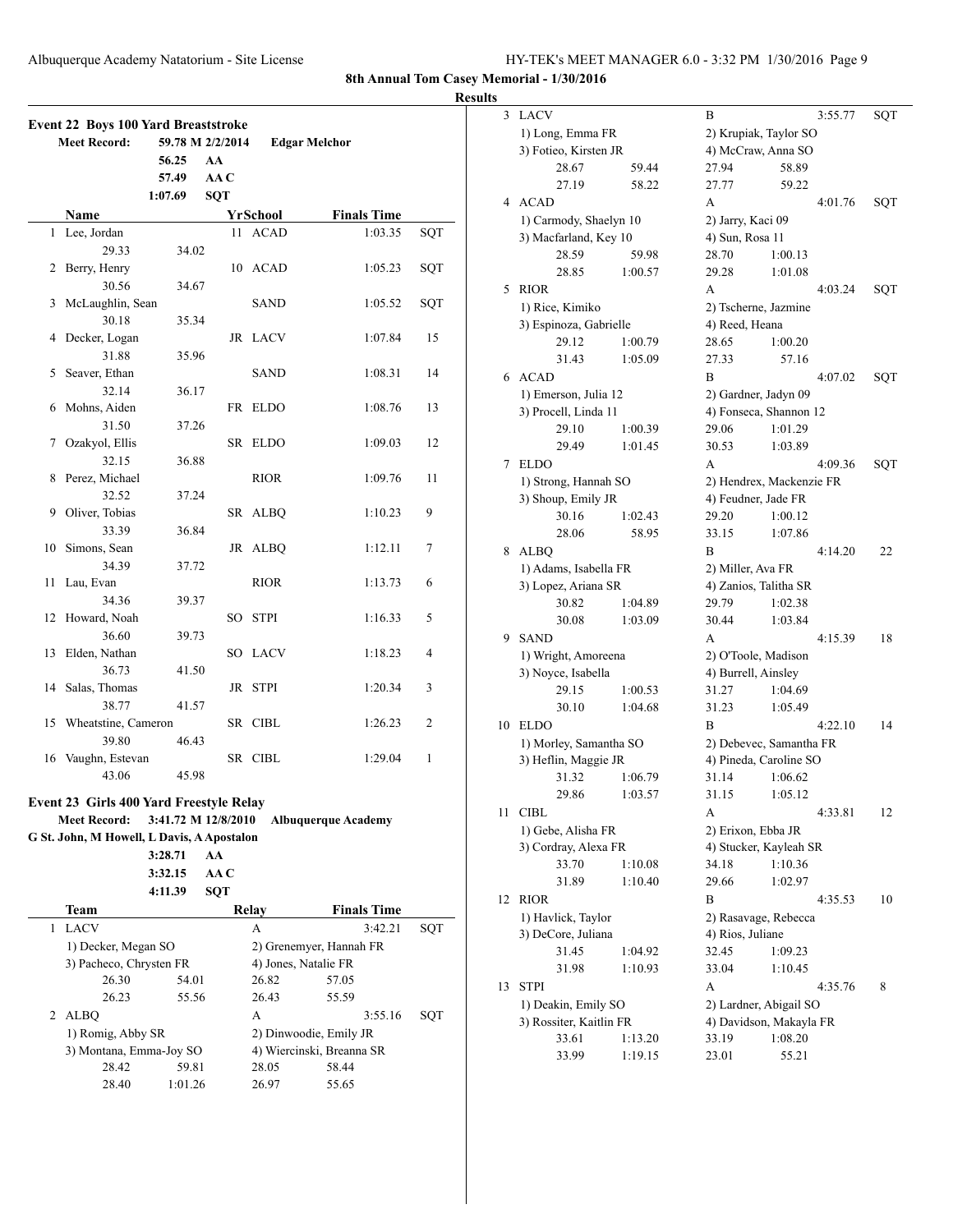**8th Annual Tom Casey Memorial - 1/30/2016**

**Results**

### Event 22 Boys 100 Yard Breaststroke

| | | | |
|---|---|---|---|
| **Meet Record:** | 59.78 M 2/2/2014 | | **Edgar Melchor** |
| | 56.25 | AA | |
| | 57.49 | AA C | |
| | 1:07.69 | SQT | |

| | Name | Yr | School | Finals Time | |
|---|---|---|---|---|---|
| 1 | Lee, Jordan | 11 | ACAD | 1:03.35 | SQT |
| | 29.33 34.02 | | | | |
| 2 | Berry, Henry | 10 | ACAD | 1:05.23 | SQT |
| | 30.56 34.67 | | | | |
| 3 | McLaughlin, Sean | | SAND | 1:05.52 | SQT |
| | 30.18 35.34 | | | | |
| 4 | Decker, Logan | JR | LACV | 1:07.84 | 15 |
| | 31.88 35.96 | | | | |
| 5 | Seaver, Ethan | | SAND | 1:08.31 | 14 |
| | 32.14 36.17 | | | | |
| 6 | Mohns, Aiden | FR | ELDO | 1:08.76 | 13 |
| | 31.50 37.26 | | | | |
| 7 | Ozakyol, Ellis | SR | ELDO | 1:09.03 | 12 |
| | 32.15 36.88 | | | | |
| 8 | Perez, Michael | | RIOR | 1:09.76 | 11 |
| | 32.52 37.24 | | | | |
| 9 | Oliver, Tobias | SR | ALBQ | 1:10.23 | 9 |
| | 33.39 36.84 | | | | |
| 10 | Simons, Sean | JR | ALBQ | 1:12.11 | 7 |
| | 34.39 37.72 | | | | |
| 11 | Lau, Evan | | RIOR | 1:13.73 | 6 |
| | 34.36 39.37 | | | | |
| 12 | Howard, Noah | SO | STPI | 1:16.33 | 5 |
| | 36.60 39.73 | | | | |
| 13 | Elden, Nathan | SO | LACV | 1:18.23 | 4 |
| | 36.73 41.50 | | | | |
| 14 | Salas, Thomas | JR | STPI | 1:20.34 | 3 |
| | 38.77 41.57 | | | | |
| 15 | Wheatstine, Cameron | SR | CIBL | 1:26.23 | 2 |
| | 39.80 46.43 | | | | |
| 16 | Vaughn, Estevan | SR | CIBL | 1:29.04 | 1 |
| | 43.06 45.98 | | | | |

### Event 23 Girls 400 Yard Freestyle Relay

| | | | |
|---|---|---|---|
| **Meet Record:** | 3:41.72 M 12/8/2010 | | **Albuquerque Academy** |
| G St. John, M Howell, L Davis, A Apostalon | | | |
| | 3:28.71 | AA | |
| | 3:32.15 | AA C | |
| | 4:11.39 | SQT | |

| | Team | Relay | Finals Time | |
|---|---|---|---|---|
| 1 | LACV | A | 3:42.21 | SQT |
| | 1) Decker, Megan SO; 2) Grenemyer, Hannah FR; 3) Pacheco, Chrysten FR; 4) Jones, Natalie FR | | | |
| | 26.30 54.01 26.82 57.05 26.23 55.56 26.43 55.59 | | | |
| 2 | ALBQ | A | 3:55.16 | SQT |
| | 1) Romig, Abby SR; 2) Dinwoodie, Emily JR; 3) Montana, Emma-Joy SO; 4) Wiercinski, Breanna SR | | | |
| | 28.42 59.81 28.05 58.44 28.40 1:01.26 26.97 55.65 | | | |
| 3 | LACV | B | 3:55.77 | SQT |
| | 1) Long, Emma FR; 2) Krupiak, Taylor SO; 3) Fotieo, Kirsten JR; 4) McCraw, Anna SO | | | |
| | 28.67 59.44 27.94 58.89 27.19 58.22 27.77 59.22 | | | |
| 4 | ACAD | A | 4:01.76 | SQT |
| | 1) Carmody, Shaelyn 10; 2) Jarry, Kaci 09; 3) Macfarland, Key 10; 4) Sun, Rosa 11 | | | |
| | 28.59 59.98 28.70 1:00.13 28.85 1:00.57 29.28 1:01.08 | | | |
| 5 | RIOR | A | 4:03.24 | SQT |
| | 1) Rice, Kimiko; 2) Tscherne, Jazmine; 3) Espinoza, Gabrielle; 4) Reed, Heana | | | |
| | 29.12 1:00.79 28.65 1:00.20 31.43 1:05.09 27.33 57.16 | | | |
| 6 | ACAD | B | 4:07.02 | SQT |
| | 1) Emerson, Julia 12; 2) Gardner, Jadyn 09; 3) Procell, Linda 11; 4) Fonseca, Shannon 12 | | | |
| | 29.10 1:00.39 29.06 1:01.29 29.49 1:01.45 30.53 1:03.89 | | | |
| 7 | ELDO | A | 4:09.36 | SQT |
| | 1) Strong, Hannah SO; 2) Hendrex, Mackenzie FR; 3) Shoup, Emily JR; 4) Feudner, Jade FR | | | |
| | 30.16 1:02.43 29.20 1:00.12 28.06 58.95 33.15 1:07.86 | | | |
| 8 | ALBQ | B | 4:14.20 | 22 |
| | 1) Adams, Isabella FR; 2) Miller, Ava FR; 3) Lopez, Ariana SR; 4) Zanios, Talitha SR | | | |
| | 30.82 1:04.89 29.79 1:02.38 30.08 1:03.09 30.44 1:03.84 | | | |
| 9 | SAND | A | 4:15.39 | 18 |
| | 1) Wright, Amoreena; 2) O'Toole, Madison; 3) Noyce, Isabella; 4) Burrell, Ainsley | | | |
| | 29.15 1:00.53 31.27 1:04.69 30.10 1:04.68 31.23 1:05.49 | | | |
| 10 | ELDO | B | 4:22.10 | 14 |
| | 1) Morley, Samantha SO; 2) Debevec, Samantha FR; 3) Heflin, Maggie JR; 4) Pineda, Caroline SO | | | |
| | 31.32 1:06.79 31.14 1:06.62 29.86 1:03.57 31.15 1:05.12 | | | |
| 11 | CIBL | A | 4:33.81 | 12 |
| | 1) Gebe, Alisha FR; 2) Erixon, Ebba JR; 3) Cordray, Alexa FR; 4) Stucker, Kayleah SR | | | |
| | 33.70 1:10.08 34.18 1:10.36 31.89 1:10.40 29.66 1:02.97 | | | |
| 12 | RIOR | B | 4:35.53 | 10 |
| | 1) Havlick, Taylor; 2) Rasavage, Rebecca; 3) DeCore, Juliana; 4) Rios, Juliane | | | |
| | 31.45 1:04.92 32.45 1:09.23 31.98 1:10.93 33.04 1:10.45 | | | |
| 13 | STPI | A | 4:35.76 | 8 |
| | 1) Deakin, Emily SO; 2) Lardner, Abigail SO; 3) Rossiter, Kaitlin FR; 4) Davidson, Makayla FR | | | |
| | 33.61 1:13.20 33.19 1:08.20 33.99 1:19.15 23.01 55.21 | | | |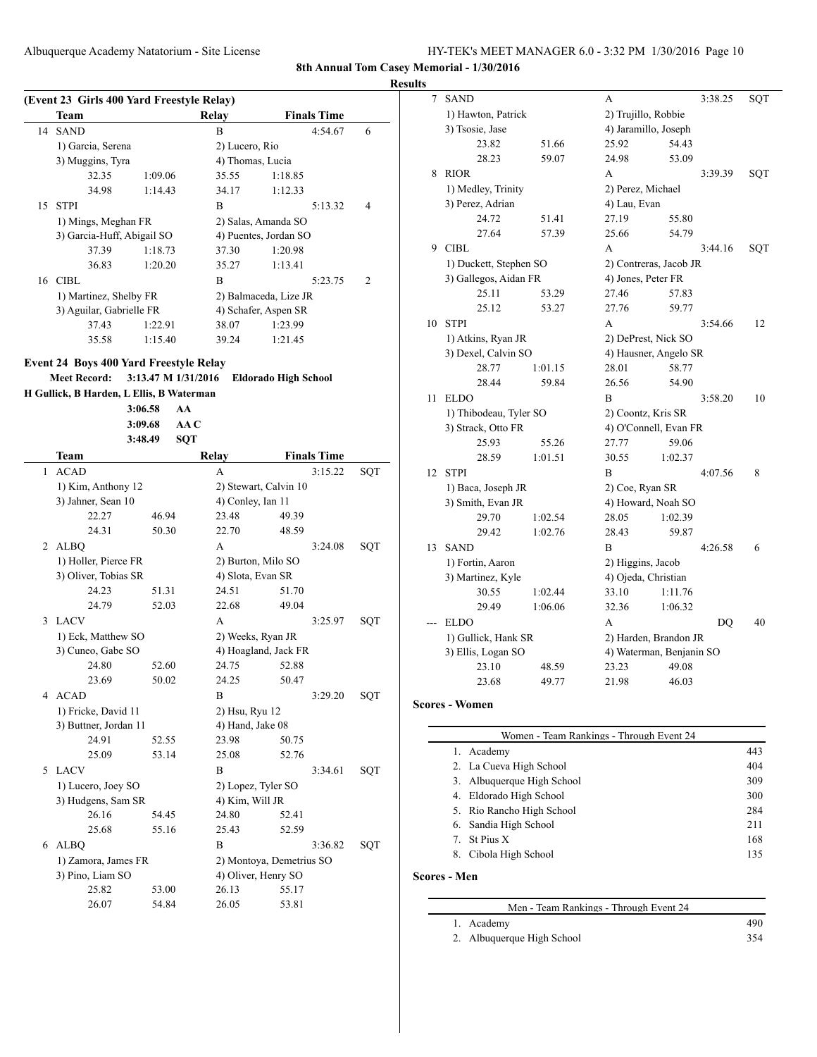**8th Annual Tom Casey Memorial - 1/30/2016**

**Results**

### (Event 23 Girls 400 Yard Freestyle Relay)

| | Team | | Relay | | Finals Time | |
|---|---|---|---|---|---|---|
| 14 | SAND | | B | | 4:54.67 | 6 |
| | 1) Garcia, Serena | | 2) Lucero, Rio | | | |
| | 3) Muggins, Tyra | | 4) Thomas, Lucia | | | |
| | 32.35 | 1:09.06 | 35.55 | 1:18.85 | | |
| | 34.98 | 1:14.43 | 34.17 | 1:12.33 | | |
| 15 | STPI | | B | | 5:13.32 | 4 |
| | 1) Mings, Meghan FR | | 2) Salas, Amanda SO | | | |
| | 3) Garcia-Huff, Abigail SO | | 4) Puentes, Jordan SO | | | |
| | 37.39 | 1:18.73 | 37.30 | 1:20.98 | | |
| | 36.83 | 1:20.20 | 35.27 | 1:13.41 | | |
| 16 | CIBL | | B | | 5:23.75 | 2 |
| | 1) Martinez, Shelby FR | | 2) Balmaceda, Lize JR | | | |
| | 3) Aguilar, Gabrielle FR | | 4) Schafer, Aspen SR | | | |
| | 37.43 | 1:22.91 | 38.07 | 1:23.99 | | |
| | 35.58 | 1:15.40 | 39.24 | 1:21.45 | | |

### Event 24 Boys 400 Yard Freestyle Relay

**Meet Record:** 3:13.47 M 1/31/2016 **Eldorado High School**
**H Gullick, B Harden, L Ellis, B Waterman**

3:06.58 AA
3:09.68 AA C
3:48.49 SQT

| | Team | | Relay | | Finals Time | |
|---|---|---|---|---|---|---|
| 1 | ACAD | | A | | 3:15.22 | SQT |
| | 1) Kim, Anthony 12 | | 2) Stewart, Calvin 10 | | | |
| | 3) Jahner, Sean 10 | | 4) Conley, Ian 11 | | | |
| | 22.27 | 46.94 | 23.48 | 49.39 | | |
| | 24.31 | 50.30 | 22.70 | 48.59 | | |
| 2 | ALBQ | | A | | 3:24.08 | SQT |
| | 1) Holler, Pierce FR | | 2) Burton, Milo SO | | | |
| | 3) Oliver, Tobias SR | | 4) Slota, Evan SR | | | |
| | 24.23 | 51.31 | 24.51 | 51.70 | | |
| | 24.79 | 52.03 | 22.68 | 49.04 | | |
| 3 | LACV | | A | | 3:25.97 | SQT |
| | 1) Eck, Matthew SO | | 2) Weeks, Ryan JR | | | |
| | 3) Cuneo, Gabe SO | | 4) Hoagland, Jack FR | | | |
| | 24.80 | 52.60 | 24.75 | 52.88 | | |
| | 23.69 | 50.02 | 24.25 | 50.47 | | |
| 4 | ACAD | | B | | 3:29.20 | SQT |
| | 1) Fricke, David 11 | | 2) Hsu, Ryu 12 | | | |
| | 3) Buttner, Jordan 11 | | 4) Hand, Jake 08 | | | |
| | 24.91 | 52.55 | 23.98 | 50.75 | | |
| | 25.09 | 53.14 | 25.08 | 52.76 | | |
| 5 | LACV | | B | | 3:34.61 | SQT |
| | 1) Lucero, Joey SO | | 2) Lopez, Tyler SO | | | |
| | 3) Hudgens, Sam SR | | 4) Kim, Will JR | | | |
| | 26.16 | 54.45 | 24.80 | 52.41 | | |
| | 25.68 | 55.16 | 25.43 | 52.59 | | |
| 6 | ALBQ | | B | | 3:36.82 | SQT |
| | 1) Zamora, James FR | | 2) Montoya, Demetrius SO | | | |
| | 3) Pino, Liam SO | | 4) Oliver, Henry SO | | | |
| | 25.82 | 53.00 | 26.13 | 55.17 | | |
| | 26.07 | 54.84 | 26.05 | 53.81 | | |
| 7 | SAND | | A | | 3:38.25 | SQT |
| | 1) Hawton, Patrick | | 2) Trujillo, Robbie | | | |
| | 3) Tsosie, Jase | | 4) Jaramillo, Joseph | | | |
| | 23.82 | 51.66 | 25.92 | 54.43 | | |
| | 28.23 | 59.07 | 24.98 | 53.09 | | |
| 8 | RIOR | | A | | 3:39.39 | SQT |
| | 1) Medley, Trinity | | 2) Perez, Michael | | | |
| | 3) Perez, Adrian | | 4) Lau, Evan | | | |
| | 24.72 | 51.41 | 27.19 | 55.80 | | |
| | 27.64 | 57.39 | 25.66 | 54.79 | | |
| 9 | CIBL | | A | | 3:44.16 | SQT |
| | 1) Duckett, Stephen SO | | 2) Contreras, Jacob JR | | | |
| | 3) Gallegos, Aidan FR | | 4) Jones, Peter FR | | | |
| | 25.11 | 53.29 | 27.46 | 57.83 | | |
| | 25.12 | 53.27 | 27.76 | 59.77 | | |
| 10 | STPI | | A | | 3:54.66 | 12 |
| | 1) Atkins, Ryan JR | | 2) DePrest, Nick SO | | | |
| | 3) Dexel, Calvin SO | | 4) Hausner, Angelo SR | | | |
| | 28.77 | 1:01.15 | 28.01 | 58.77 | | |
| | 28.44 | 59.84 | 26.56 | 54.90 | | |
| 11 | ELDO | | B | | 3:58.20 | 10 |
| | 1) Thibodeau, Tyler SO | | 2) Coontz, Kris SR | | | |
| | 3) Strack, Otto FR | | 4) O'Connell, Evan FR | | | |
| | 25.93 | 55.26 | 27.77 | 59.06 | | |
| | 28.59 | 1:01.51 | 30.55 | 1:02.37 | | |
| 12 | STPI | | B | | 4:07.56 | 8 |
| | 1) Baca, Joseph JR | | 2) Coe, Ryan SR | | | |
| | 3) Smith, Evan JR | | 4) Howard, Noah SO | | | |
| | 29.70 | 1:02.54 | 28.05 | 1:02.39 | | |
| | 29.42 | 1:02.76 | 28.43 | 59.87 | | |
| 13 | SAND | | B | | 4:26.58 | 6 |
| | 1) Fortin, Aaron | | 2) Higgins, Jacob | | | |
| | 3) Martinez, Kyle | | 4) Ojeda, Christian | | | |
| | 30.55 | 1:02.44 | 33.10 | 1:11.76 | | |
| | 29.49 | 1:06.06 | 32.36 | 1:06.32 | | |
| --- | ELDO | | A | | DQ | 40 |
| | 1) Gullick, Hank SR | | 2) Harden, Brandon JR | | | |
| | 3) Ellis, Logan SO | | 4) Waterman, Benjanin SO | | | |
| | 23.10 | 48.59 | 23.23 | 49.08 | | |
| | 23.68 | 49.77 | 21.98 | 46.03 | | |

### Scores - Women

| Women - Team Rankings - Through Event 24 | |
|---|---|
| 1. Academy | 443 |
| 2. La Cueva High School | 404 |
| 3. Albuquerque High School | 309 |
| 4. Eldorado High School | 300 |
| 5. Rio Rancho High School | 284 |
| 6. Sandia High School | 211 |
| 7. St Pius X | 168 |
| 8. Cibola High School | 135 |

### Scores - Men

| Men - Team Rankings - Through Event 24 | |
|---|---|
| 1. Academy | 490 |
| 2. Albuquerque High School | 354 |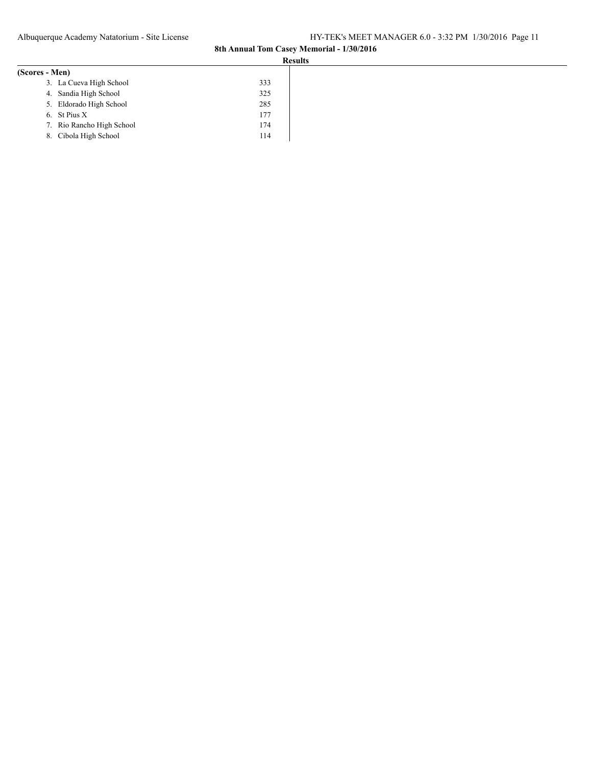**8th Annual Tom Casey Memorial - 1/30/2016**

**Results**

**(Scores - Men)**

| | | |
|---|---|---|
| 3. | La Cueva High School | 333 |
| 4. | Sandia High School | 325 |
| 5. | Eldorado High School | 285 |
| 6. | St Pius X | 177 |
| 7. | Rio Rancho High School | 174 |
| 8. | Cibola High School | 114 |